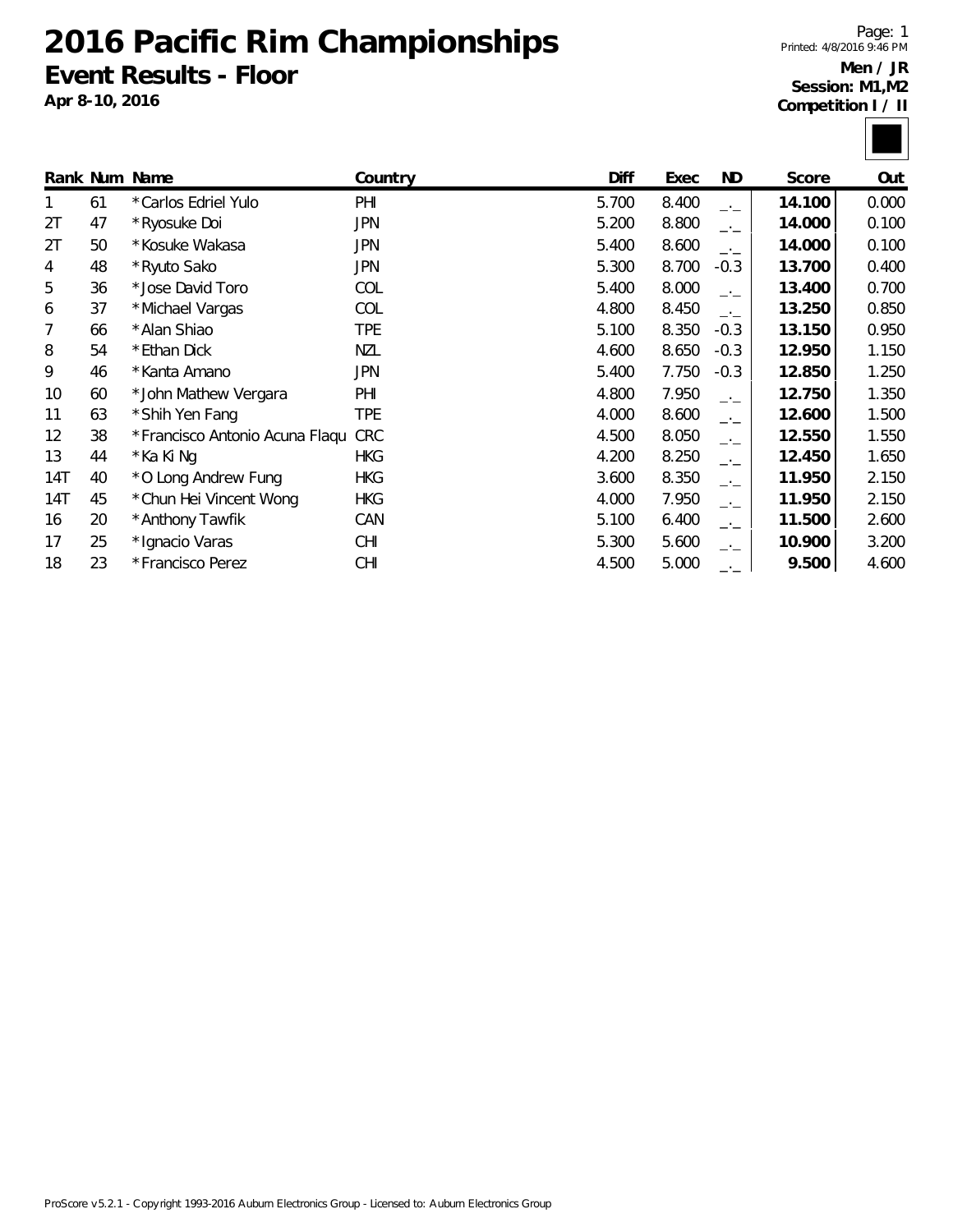# 2016 Pacific Rim Championships

## Event Results - Floor

**Apr 8-10, 2016**

Printed: 4/8/2016 9:46 PM

**Men / JR**
**Session: M1,M2**
**Competition I / II**

| Rank | Num | Name | Country | Diff | Exec | ND | Score | Out |
|---|---|---|---|---|---|---|---|---|
| 1 | 61 | *Carlos Edriel Yulo | PHI | 5.700 | 8.400 | _._ | **14.100** | 0.000 |
| 2T | 47 | *Ryosuke Doi | JPN | 5.200 | 8.800 | _._ | **14.000** | 0.100 |
| 2T | 50 | *Kosuke Wakasa | JPN | 5.400 | 8.600 | _._ | **14.000** | 0.100 |
| 4 | 48 | *Ryuto Sako | JPN | 5.300 | 8.700 | -0.3 | **13.700** | 0.400 |
| 5 | 36 | *Jose David Toro | COL | 5.400 | 8.000 | _._ | **13.400** | 0.700 |
| 6 | 37 | *Michael Vargas | COL | 4.800 | 8.450 | _._ | **13.250** | 0.850 |
| 7 | 66 | *Alan Shiao | TPE | 5.100 | 8.350 | -0.3 | **13.150** | 0.950 |
| 8 | 54 | *Ethan Dick | NZL | 4.600 | 8.650 | -0.3 | **12.950** | 1.150 |
| 9 | 46 | *Kanta Amano | JPN | 5.400 | 7.750 | -0.3 | **12.850** | 1.250 |
| 10 | 60 | *John Mathew Vergara | PHI | 4.800 | 7.950 | _._ | **12.750** | 1.350 |
| 11 | 63 | *Shih Yen Fang | TPE | 4.000 | 8.600 | _._ | **12.600** | 1.500 |
| 12 | 38 | *Francisco Antonio Acuna Flaqu | CRC | 4.500 | 8.050 | _._ | **12.550** | 1.550 |
| 13 | 44 | *Ka Ki Ng | HKG | 4.200 | 8.250 | _._ | **12.450** | 1.650 |
| 14T | 40 | *O Long Andrew Fung | HKG | 3.600 | 8.350 | _._ | **11.950** | 2.150 |
| 14T | 45 | *Chun Hei Vincent Wong | HKG | 4.000 | 7.950 | _._ | **11.950** | 2.150 |
| 16 | 20 | *Anthony Tawfik | CAN | 5.100 | 6.400 | _._ | **11.500** | 2.600 |
| 17 | 25 | *Ignacio Varas | CHI | 5.300 | 5.600 | _._ | **10.900** | 3.200 |
| 18 | 23 | *Francisco Perez | CHI | 4.500 | 5.000 | _._ | **9.500** | 4.600 |

ProScore v5.2.1 - Copyright 1993-2016 Auburn Electronics Group - Licensed to: Auburn Electronics Group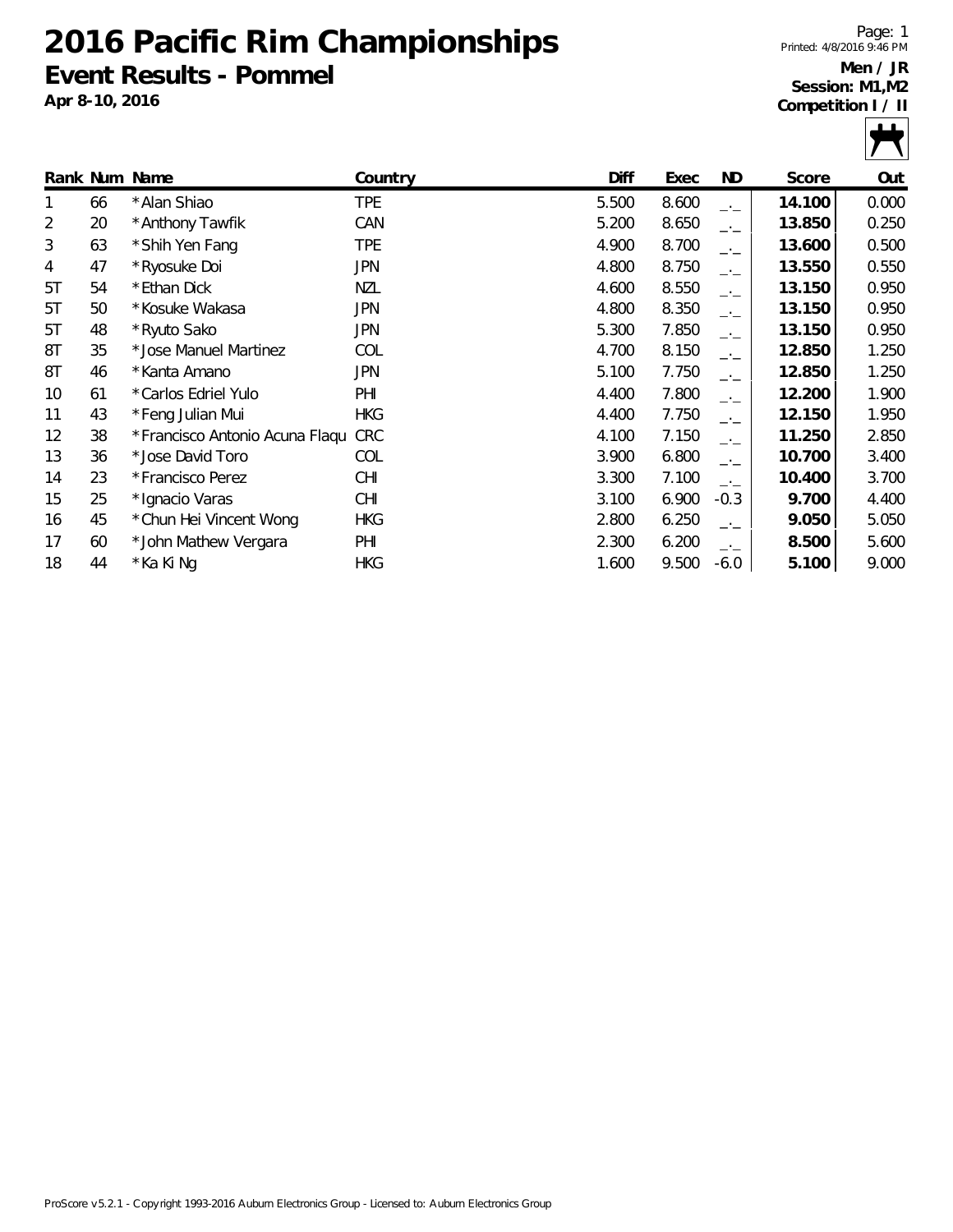# 2016 Pacific Rim Championships

## Event Results - Pommel

**Apr 8-10, 2016**

**Men / JR**
**Session: M1,M2**
**Competition I / II**

| Rank | Num | Name | Country | Diff | Exec | ND | Score | Out |
|---|---|---|---|---|---|---|---|---|
| 1 | 66 | *Alan Shiao | TPE | 5.500 | 8.600 | _._ | **14.100** | 0.000 |
| 2 | 20 | *Anthony Tawfik | CAN | 5.200 | 8.650 | _._ | **13.850** | 0.250 |
| 3 | 63 | *Shih Yen Fang | TPE | 4.900 | 8.700 | _._ | **13.600** | 0.500 |
| 4 | 47 | *Ryosuke Doi | JPN | 4.800 | 8.750 | _._ | **13.550** | 0.550 |
| 5T | 54 | *Ethan Dick | NZL | 4.600 | 8.550 | _._ | **13.150** | 0.950 |
| 5T | 50 | *Kosuke Wakasa | JPN | 4.800 | 8.350 | _._ | **13.150** | 0.950 |
| 5T | 48 | *Ryuto Sako | JPN | 5.300 | 7.850 | _._ | **13.150** | 0.950 |
| 8T | 35 | *Jose Manuel Martinez | COL | 4.700 | 8.150 | _._ | **12.850** | 1.250 |
| 8T | 46 | *Kanta Amano | JPN | 5.100 | 7.750 | _._ | **12.850** | 1.250 |
| 10 | 61 | *Carlos Edriel Yulo | PHI | 4.400 | 7.800 | _._ | **12.200** | 1.900 |
| 11 | 43 | *Feng Julian Mui | HKG | 4.400 | 7.750 | _._ | **12.150** | 1.950 |
| 12 | 38 | *Francisco Antonio Acuna Flaqu | CRC | 4.100 | 7.150 | _._ | **11.250** | 2.850 |
| 13 | 36 | *Jose David Toro | COL | 3.900 | 6.800 | _._ | **10.700** | 3.400 |
| 14 | 23 | *Francisco Perez | CHI | 3.300 | 7.100 | _._ | **10.400** | 3.700 |
| 15 | 25 | *Ignacio Varas | CHI | 3.100 | 6.900 | -0.3 | **9.700** | 4.400 |
| 16 | 45 | *Chun Hei Vincent Wong | HKG | 2.800 | 6.250 | _._ | **9.050** | 5.050 |
| 17 | 60 | *John Mathew Vergara | PHI | 2.300 | 6.200 | _._ | **8.500** | 5.600 |
| 18 | 44 | *Ka Ki Ng | HKG | 1.600 | 9.500 | -6.0 | **5.100** | 9.000 |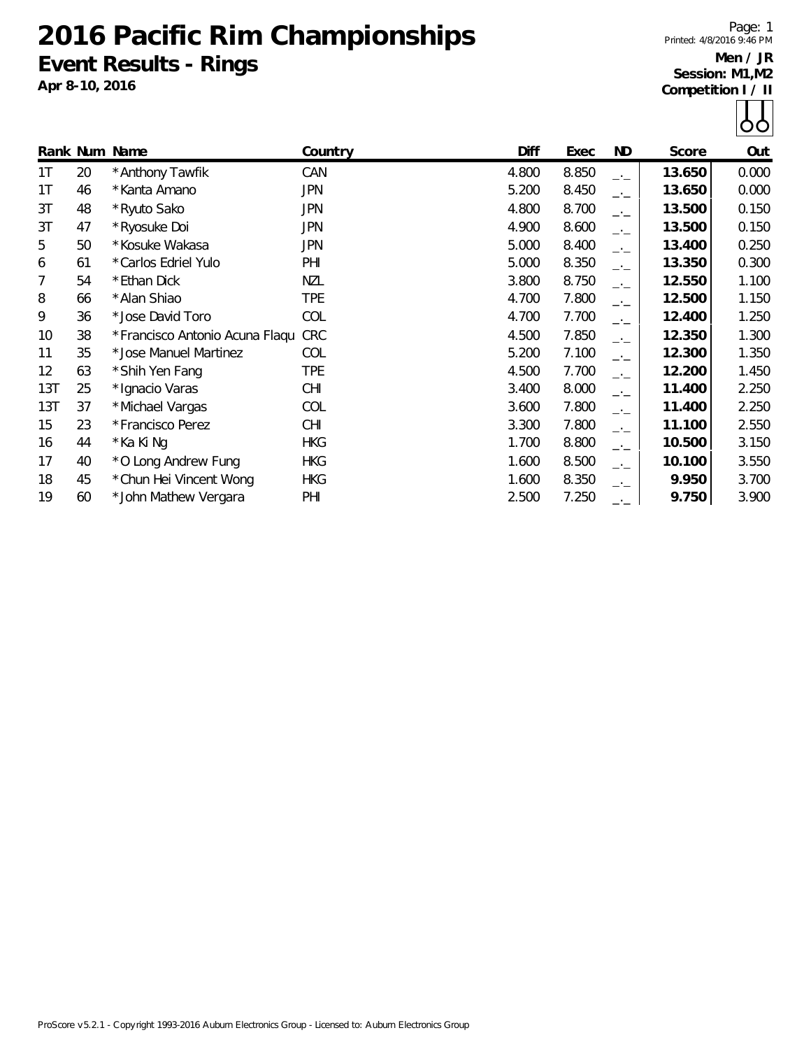# 2016 Pacific Rim Championships

## Event Results - Rings

**Apr 8-10, 2016**

Printed: 4/8/2016 9:46 PM

**Men / JR**
**Session: M1,M2**
**Competition I / II**

| Rank | Num | Name | Country | Diff | Exec | ND | Score | Out |
|---|---|---|---|---|---|---|---|---|
| 1T | 20 | *Anthony Tawfik | CAN | 4.800 | 8.850 | _._ | **13.650** | 0.000 |
| 1T | 46 | *Kanta Amano | JPN | 5.200 | 8.450 | _._ | **13.650** | 0.000 |
| 3T | 48 | *Ryuto Sako | JPN | 4.800 | 8.700 | _._ | **13.500** | 0.150 |
| 3T | 47 | *Ryosuke Doi | JPN | 4.900 | 8.600 | _._ | **13.500** | 0.150 |
| 5 | 50 | *Kosuke Wakasa | JPN | 5.000 | 8.400 | _._ | **13.400** | 0.250 |
| 6 | 61 | *Carlos Edriel Yulo | PHI | 5.000 | 8.350 | _._ | **13.350** | 0.300 |
| 7 | 54 | *Ethan Dick | NZL | 3.800 | 8.750 | _._ | **12.550** | 1.100 |
| 8 | 66 | *Alan Shiao | TPE | 4.700 | 7.800 | _._ | **12.500** | 1.150 |
| 9 | 36 | *Jose David Toro | COL | 4.700 | 7.700 | _._ | **12.400** | 1.250 |
| 10 | 38 | *Francisco Antonio Acuna Flaqu | CRC | 4.500 | 7.850 | _._ | **12.350** | 1.300 |
| 11 | 35 | *Jose Manuel Martinez | COL | 5.200 | 7.100 | _._ | **12.300** | 1.350 |
| 12 | 63 | *Shih Yen Fang | TPE | 4.500 | 7.700 | _._ | **12.200** | 1.450 |
| 13T | 25 | *Ignacio Varas | CHI | 3.400 | 8.000 | _._ | **11.400** | 2.250 |
| 13T | 37 | *Michael Vargas | COL | 3.600 | 7.800 | _._ | **11.400** | 2.250 |
| 15 | 23 | *Francisco Perez | CHI | 3.300 | 7.800 | _._ | **11.100** | 2.550 |
| 16 | 44 | *Ka Ki Ng | HKG | 1.700 | 8.800 | _._ | **10.500** | 3.150 |
| 17 | 40 | *O Long Andrew Fung | HKG | 1.600 | 8.500 | _._ | **10.100** | 3.550 |
| 18 | 45 | *Chun Hei Vincent Wong | HKG | 1.600 | 8.350 | _._ | **9.950** | 3.700 |
| 19 | 60 | *John Mathew Vergara | PHI | 2.500 | 7.250 | _._ | **9.750** | 3.900 |

ProScore v5.2.1 - Copyright 1993-2016 Auburn Electronics Group - Licensed to: Auburn Electronics Group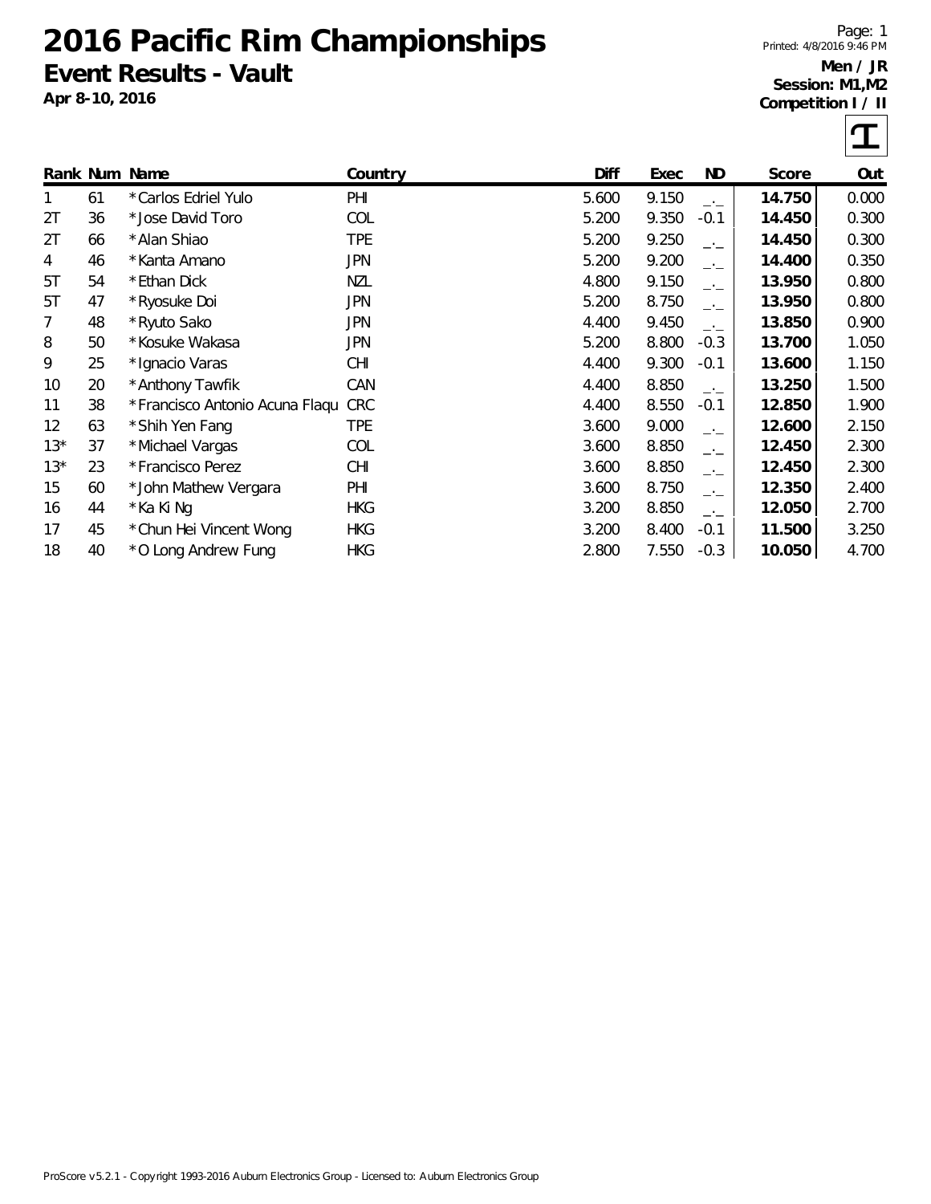# 2016 Pacific Rim Championships

## Event Results - Vault

**Apr 8-10, 2016**

Printed: 4/8/2016 9:46 PM

**Men / JR**
**Session: M1,M2**
**Competition I / II**

| Rank | Num | Name | Country | Diff | Exec | ND | Score | Out |
|---|---|---|---|---|---|---|---|---|
| 1 | 61 | *Carlos Edriel Yulo | PHI | 5.600 | 9.150 | _._ | **14.750** | 0.000 |
| 2T | 36 | *Jose David Toro | COL | 5.200 | 9.350 | -0.1 | **14.450** | 0.300 |
| 2T | 66 | *Alan Shiao | TPE | 5.200 | 9.250 | _._ | **14.450** | 0.300 |
| 4 | 46 | *Kanta Amano | JPN | 5.200 | 9.200 | _._ | **14.400** | 0.350 |
| 5T | 54 | *Ethan Dick | NZL | 4.800 | 9.150 | _._ | **13.950** | 0.800 |
| 5T | 47 | *Ryosuke Doi | JPN | 5.200 | 8.750 | _._ | **13.950** | 0.800 |
| 7 | 48 | *Ryuto Sako | JPN | 4.400 | 9.450 | _._ | **13.850** | 0.900 |
| 8 | 50 | *Kosuke Wakasa | JPN | 5.200 | 8.800 | -0.3 | **13.700** | 1.050 |
| 9 | 25 | *Ignacio Varas | CHI | 4.400 | 9.300 | -0.1 | **13.600** | 1.150 |
| 10 | 20 | *Anthony Tawfik | CAN | 4.400 | 8.850 | _._ | **13.250** | 1.500 |
| 11 | 38 | *Francisco Antonio Acuna Flaqu | CRC | 4.400 | 8.550 | -0.1 | **12.850** | 1.900 |
| 12 | 63 | *Shih Yen Fang | TPE | 3.600 | 9.000 | _._ | **12.600** | 2.150 |
| 13* | 37 | *Michael Vargas | COL | 3.600 | 8.850 | _._ | **12.450** | 2.300 |
| 13* | 23 | *Francisco Perez | CHI | 3.600 | 8.850 | _._ | **12.450** | 2.300 |
| 15 | 60 | *John Mathew Vergara | PHI | 3.600 | 8.750 | _._ | **12.350** | 2.400 |
| 16 | 44 | *Ka Ki Ng | HKG | 3.200 | 8.850 | _._ | **12.050** | 2.700 |
| 17 | 45 | *Chun Hei Vincent Wong | HKG | 3.200 | 8.400 | -0.1 | **11.500** | 3.250 |
| 18 | 40 | *O Long Andrew Fung | HKG | 2.800 | 7.550 | -0.3 | **10.050** | 4.700 |

ProScore v5.2.1 - Copyright 1993-2016 Auburn Electronics Group - Licensed to: Auburn Electronics Group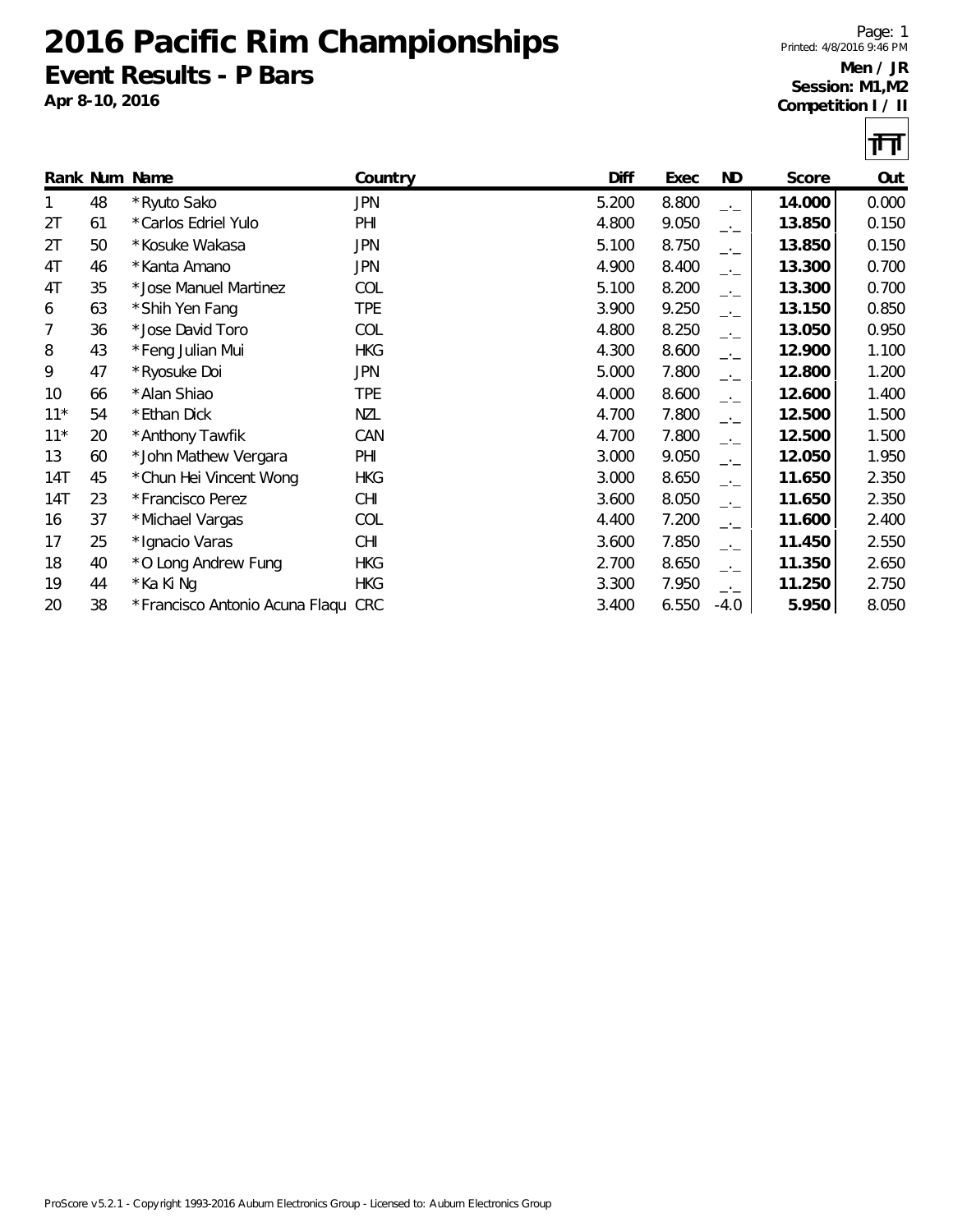# 2016 Pacific Rim Championships

## Event Results - P Bars

**Apr 8-10, 2016**

**Men / JR**
**Session: M1,M2**
**Competition I / II**

| Rank | Num | Name | Country | Diff | Exec | ND | Score | Out |
|---|---|---|---|---|---|---|---|---|
| 1 | 48 | *Ryuto Sako | JPN | 5.200 | 8.800 | _._ | **14.000** | 0.000 |
| 2T | 61 | *Carlos Edriel Yulo | PHI | 4.800 | 9.050 | _._ | **13.850** | 0.150 |
| 2T | 50 | *Kosuke Wakasa | JPN | 5.100 | 8.750 | _._ | **13.850** | 0.150 |
| 4T | 46 | *Kanta Amano | JPN | 4.900 | 8.400 | _._ | **13.300** | 0.700 |
| 4T | 35 | *Jose Manuel Martinez | COL | 5.100 | 8.200 | _._ | **13.300** | 0.700 |
| 6 | 63 | *Shih Yen Fang | TPE | 3.900 | 9.250 | _._ | **13.150** | 0.850 |
| 7 | 36 | *Jose David Toro | COL | 4.800 | 8.250 | _._ | **13.050** | 0.950 |
| 8 | 43 | *Feng Julian Mui | HKG | 4.300 | 8.600 | _._ | **12.900** | 1.100 |
| 9 | 47 | *Ryosuke Doi | JPN | 5.000 | 7.800 | _._ | **12.800** | 1.200 |
| 10 | 66 | *Alan Shiao | TPE | 4.000 | 8.600 | _._ | **12.600** | 1.400 |
| 11* | 54 | *Ethan Dick | NZL | 4.700 | 7.800 | _._ | **12.500** | 1.500 |
| 11* | 20 | *Anthony Tawfik | CAN | 4.700 | 7.800 | _._ | **12.500** | 1.500 |
| 13 | 60 | *John Mathew Vergara | PHI | 3.000 | 9.050 | _._ | **12.050** | 1.950 |
| 14T | 45 | *Chun Hei Vincent Wong | HKG | 3.000 | 8.650 | _._ | **11.650** | 2.350 |
| 14T | 23 | *Francisco Perez | CHI | 3.600 | 8.050 | _._ | **11.650** | 2.350 |
| 16 | 37 | *Michael Vargas | COL | 4.400 | 7.200 | _._ | **11.600** | 2.400 |
| 17 | 25 | *Ignacio Varas | CHI | 3.600 | 7.850 | _._ | **11.450** | 2.550 |
| 18 | 40 | *O Long Andrew Fung | HKG | 2.700 | 8.650 | _._ | **11.350** | 2.650 |
| 19 | 44 | *Ka Ki Ng | HKG | 3.300 | 7.950 | _._ | **11.250** | 2.750 |
| 20 | 38 | *Francisco Antonio Acuna Flaqu | CRC | 3.400 | 6.550 | -4.0 | **5.950** | 8.050 |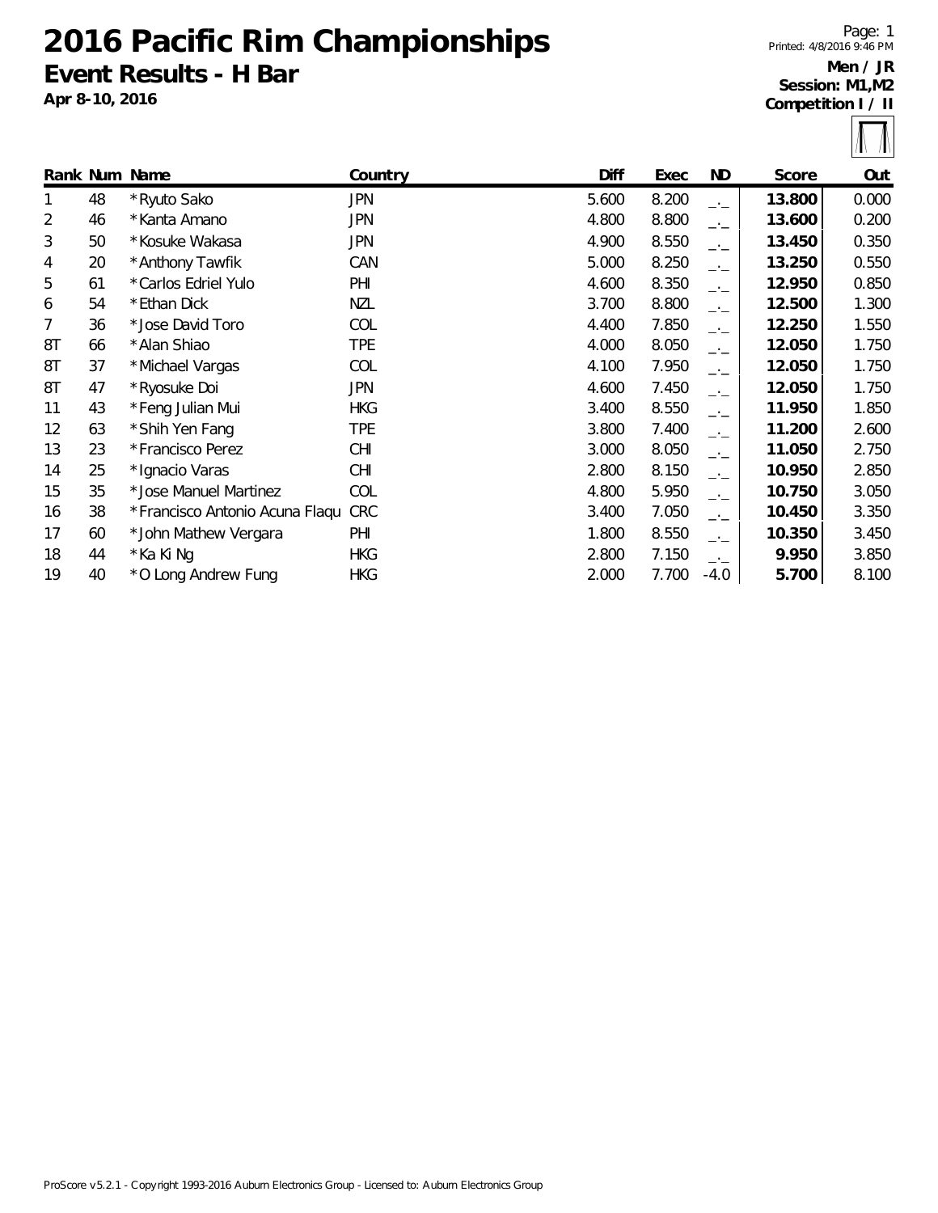# 2016 Pacific Rim Championships

## Event Results - H Bar

**Apr 8-10, 2016**

Printed: 4/8/2016 9:46 PM

**Men / JR**
**Session: M1,M2**
**Competition I / II**

| Rank | Num | Name | Country | Diff | Exec | ND | Score | Out |
|---|---|---|---|---|---|---|---|---|
| 1 | 48 | *Ryuto Sako | JPN | 5.600 | 8.200 | _._ | **13.800** | 0.000 |
| 2 | 46 | *Kanta Amano | JPN | 4.800 | 8.800 | _._ | **13.600** | 0.200 |
| 3 | 50 | *Kosuke Wakasa | JPN | 4.900 | 8.550 | _._ | **13.450** | 0.350 |
| 4 | 20 | *Anthony Tawfik | CAN | 5.000 | 8.250 | _._ | **13.250** | 0.550 |
| 5 | 61 | *Carlos Edriel Yulo | PHI | 4.600 | 8.350 | _._ | **12.950** | 0.850 |
| 6 | 54 | *Ethan Dick | NZL | 3.700 | 8.800 | _._ | **12.500** | 1.300 |
| 7 | 36 | *Jose David Toro | COL | 4.400 | 7.850 | _._ | **12.250** | 1.550 |
| 8T | 66 | *Alan Shiao | TPE | 4.000 | 8.050 | _._ | **12.050** | 1.750 |
| 8T | 37 | *Michael Vargas | COL | 4.100 | 7.950 | _._ | **12.050** | 1.750 |
| 8T | 47 | *Ryosuke Doi | JPN | 4.600 | 7.450 | _._ | **12.050** | 1.750 |
| 11 | 43 | *Feng Julian Mui | HKG | 3.400 | 8.550 | _._ | **11.950** | 1.850 |
| 12 | 63 | *Shih Yen Fang | TPE | 3.800 | 7.400 | _._ | **11.200** | 2.600 |
| 13 | 23 | *Francisco Perez | CHI | 3.000 | 8.050 | _._ | **11.050** | 2.750 |
| 14 | 25 | *Ignacio Varas | CHI | 2.800 | 8.150 | _._ | **10.950** | 2.850 |
| 15 | 35 | *Jose Manuel Martinez | COL | 4.800 | 5.950 | _._ | **10.750** | 3.050 |
| 16 | 38 | *Francisco Antonio Acuna Flaqu | CRC | 3.400 | 7.050 | _._ | **10.450** | 3.350 |
| 17 | 60 | *John Mathew Vergara | PHI | 1.800 | 8.550 | _._ | **10.350** | 3.450 |
| 18 | 44 | *Ka Ki Ng | HKG | 2.800 | 7.150 | _._ | **9.950** | 3.850 |
| 19 | 40 | *O Long Andrew Fung | HKG | 2.000 | 7.700 | -4.0 | **5.700** | 8.100 |

ProScore v5.2.1 - Copyright 1993-2016 Auburn Electronics Group - Licensed to: Auburn Electronics Group